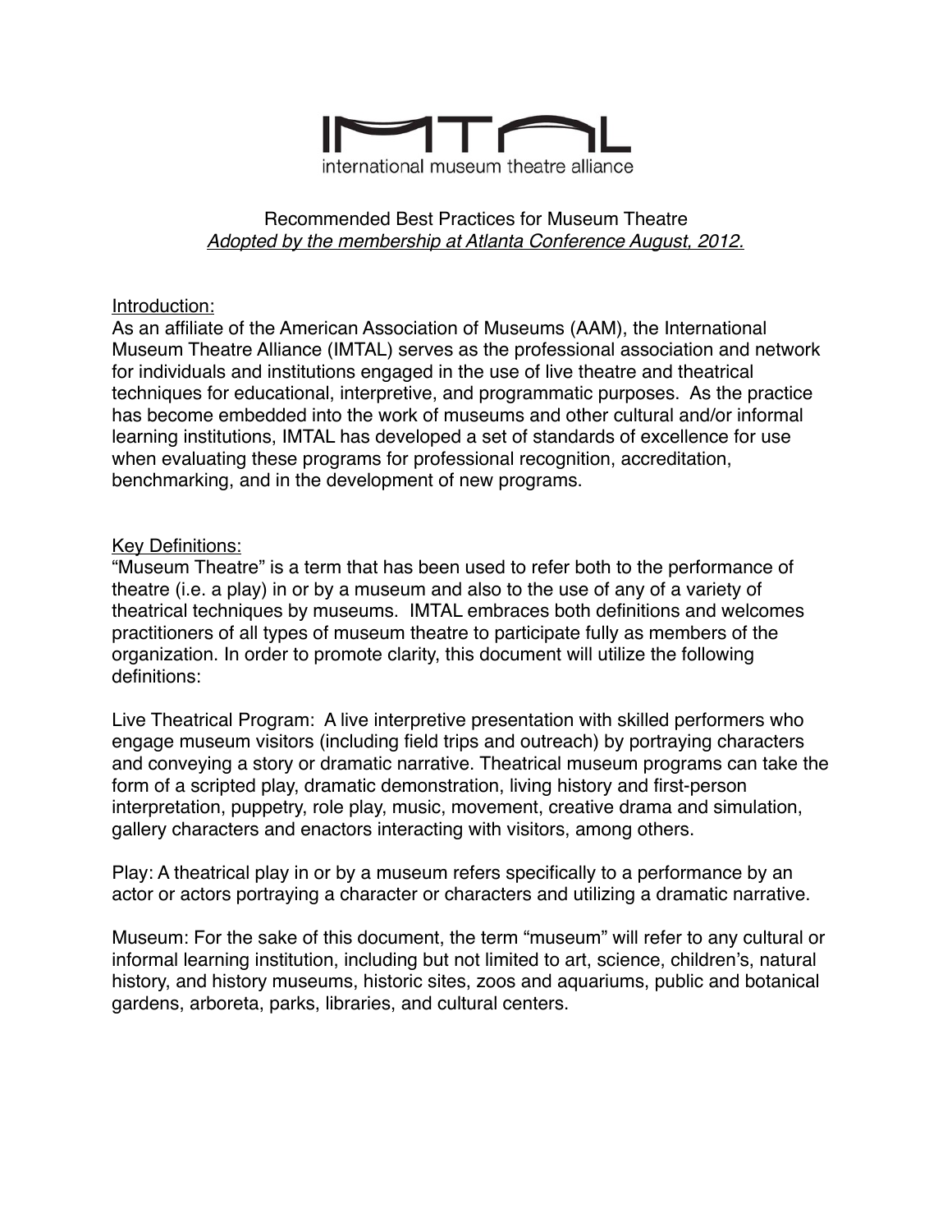# IMTAL

international museum theatre alliance

Recommended Best Practices for Museum Theatre

*Adopted by the membership at Atlanta Conference August, 2012.*

## Introduction:

As an affiliate of the American Association of Museums (AAM), the International Museum Theatre Alliance (IMTAL) serves as the professional association and network for individuals and institutions engaged in the use of live theatre and theatrical techniques for educational, interpretive, and programmatic purposes. As the practice has become embedded into the work of museums and other cultural and/or informal learning institutions, IMTAL has developed a set of standards of excellence for use when evaluating these programs for professional recognition, accreditation, benchmarking, and in the development of new programs.

## Key Definitions:

"Museum Theatre" is a term that has been used to refer both to the performance of theatre (i.e. a play) in or by a museum and also to the use of any of a variety of theatrical techniques by museums. IMTAL embraces both definitions and welcomes practitioners of all types of museum theatre to participate fully as members of the organization. In order to promote clarity, this document will utilize the following definitions:

Live Theatrical Program: A live interpretive presentation with skilled performers who engage museum visitors (including field trips and outreach) by portraying characters and conveying a story or dramatic narrative. Theatrical museum programs can take the form of a scripted play, dramatic demonstration, living history and first-person interpretation, puppetry, role play, music, movement, creative drama and simulation, gallery characters and enactors interacting with visitors, among others.

Play: A theatrical play in or by a museum refers specifically to a performance by an actor or actors portraying a character or characters and utilizing a dramatic narrative.

Museum: For the sake of this document, the term "museum" will refer to any cultural or informal learning institution, including but not limited to art, science, children's, natural history, and history museums, historic sites, zoos and aquariums, public and botanical gardens, arboreta, parks, libraries, and cultural centers.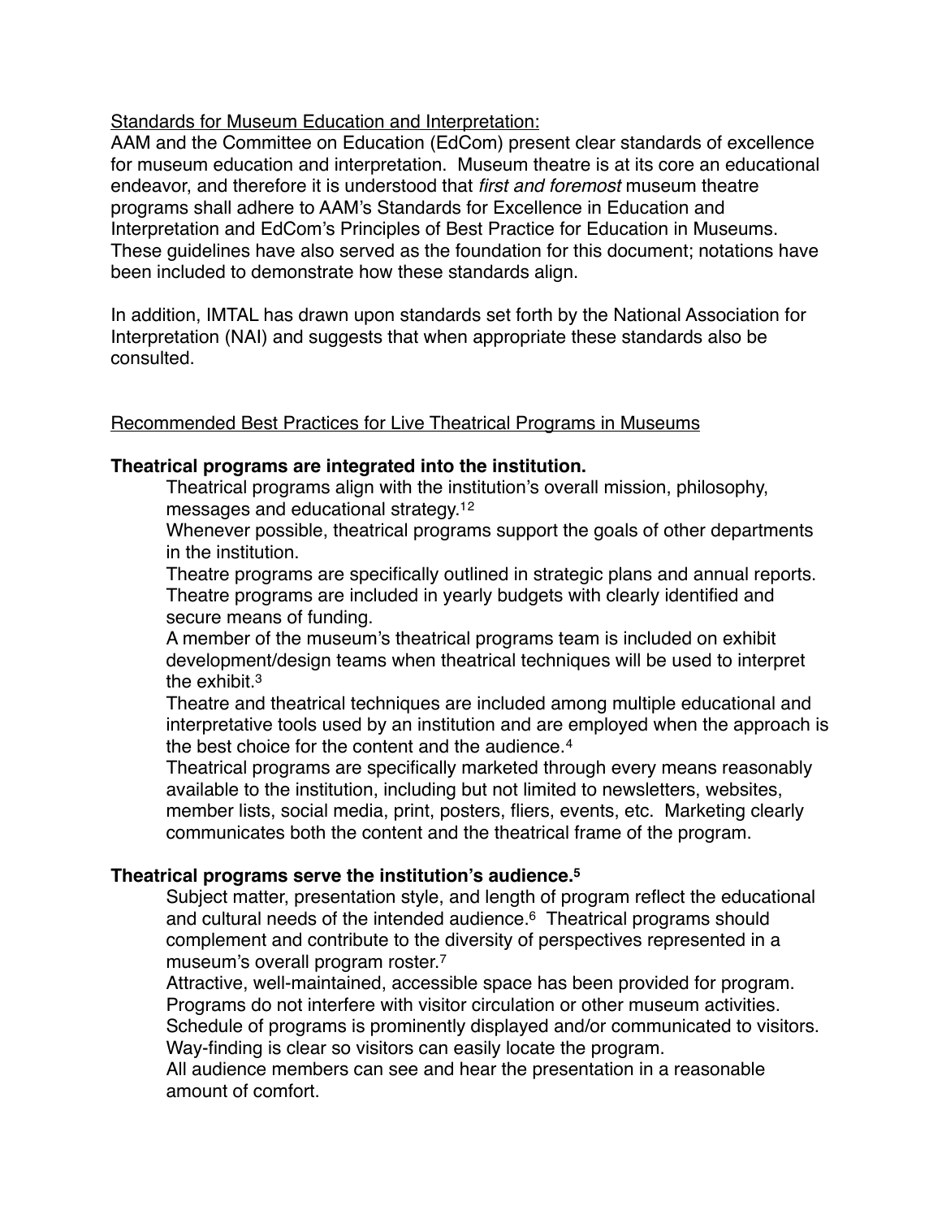<u>Standards for Museum Education and Interpretation:</u>

AAM and the Committee on Education (EdCom) present clear standards of excellence for museum education and interpretation. Museum theatre is at its core an educational endeavor, and therefore it is understood that *first and foremost* museum theatre programs shall adhere to AAM's Standards for Excellence in Education and Interpretation and EdCom's Principles of Best Practice for Education in Museums. These guidelines have also served as the foundation for this document; notations have been included to demonstrate how these standards align.

In addition, IMTAL has drawn upon standards set forth by the National Association for Interpretation (NAI) and suggests that when appropriate these standards also be consulted.

<u>Recommended Best Practices for Live Theatrical Programs in Museums</u>

**Theatrical programs are integrated into the institution.**

Theatrical programs align with the institution's overall mission, philosophy, messages and educational strategy.[1,2]

Whenever possible, theatrical programs support the goals of other departments in the institution.

Theatre programs are specifically outlined in strategic plans and annual reports.

Theatre programs are included in yearly budgets with clearly identified and secure means of funding.

A member of the museum's theatrical programs team is included on exhibit development/design teams when theatrical techniques will be used to interpret the exhibit.[3]

Theatre and theatrical techniques are included among multiple educational and interpretative tools used by an institution and are employed when the approach is the best choice for the content and the audience.[4]

Theatrical programs are specifically marketed through every means reasonably available to the institution, including but not limited to newsletters, websites, member lists, social media, print, posters, fliers, events, etc. Marketing clearly communicates both the content and the theatrical frame of the program.

**Theatrical programs serve the institution's audience.[5]**

Subject matter, presentation style, and length of program reflect the educational and cultural needs of the intended audience.[6] Theatrical programs should complement and contribute to the diversity of perspectives represented in a museum's overall program roster.[7]

Attractive, well-maintained, accessible space has been provided for program.

Programs do not interfere with visitor circulation or other museum activities.

Schedule of programs is prominently displayed and/or communicated to visitors.

Way-finding is clear so visitors can easily locate the program.

All audience members can see and hear the presentation in a reasonable amount of comfort.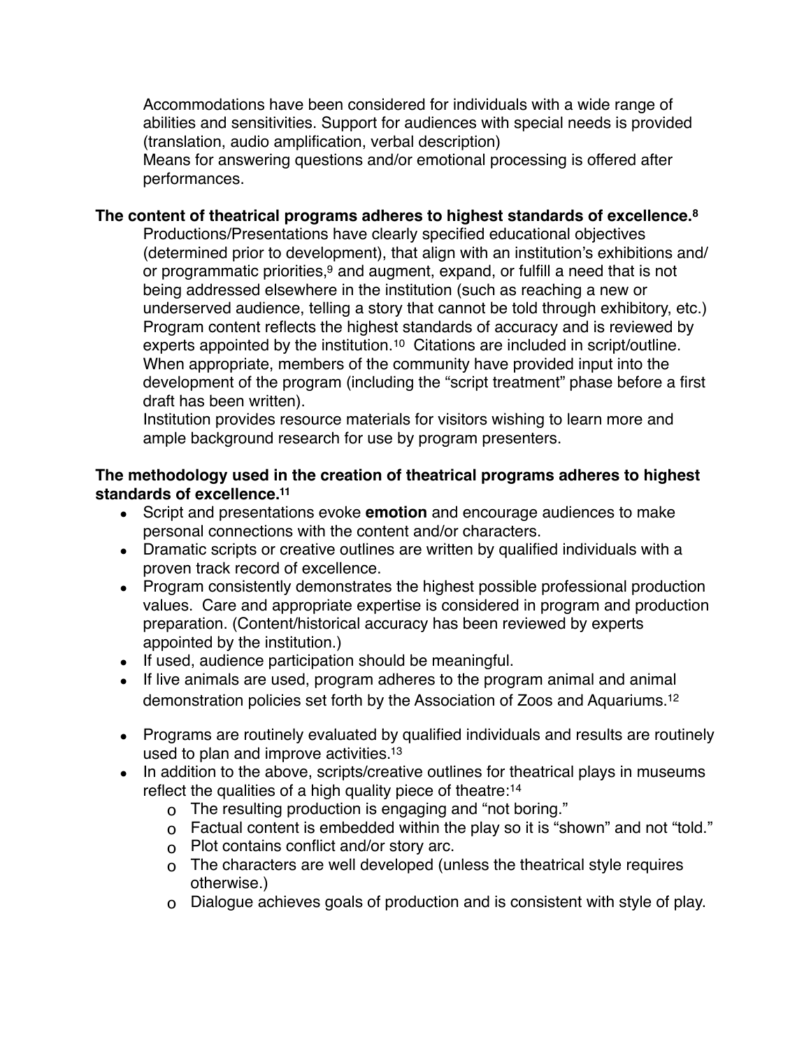Accommodations have been considered for individuals with a wide range of abilities and sensitivities. Support for audiences with special needs is provided (translation, audio amplification, verbal description)

Means for answering questions and/or emotional processing is offered after performances.

**The content of theatrical programs adheres to highest standards of excellence.[8]**

Productions/Presentations have clearly specified educational objectives (determined prior to development), that align with an institution's exhibitions and/or programmatic priorities,[9] and augment, expand, or fulfill a need that is not being addressed elsewhere in the institution (such as reaching a new or underserved audience, telling a story that cannot be told through exhibitory, etc.)

Program content reflects the highest standards of accuracy and is reviewed by experts appointed by the institution.[10] Citations are included in script/outline.

When appropriate, members of the community have provided input into the development of the program (including the "script treatment" phase before a first draft has been written).

Institution provides resource materials for visitors wishing to learn more and ample background research for use by program presenters.

**The methodology used in the creation of theatrical programs adheres to highest standards of excellence.[11]**

- Script and presentations evoke **emotion** and encourage audiences to make personal connections with the content and/or characters.
- Dramatic scripts or creative outlines are written by qualified individuals with a proven track record of excellence.
- Program consistently demonstrates the highest possible professional production values. Care and appropriate expertise is considered in program and production preparation. (Content/historical accuracy has been reviewed by experts appointed by the institution.)
- If used, audience participation should be meaningful.
- If live animals are used, program adheres to the program animal and animal demonstration policies set forth by the Association of Zoos and Aquariums.[12]
- Programs are routinely evaluated by qualified individuals and results are routinely used to plan and improve activities.[13]
- In addition to the above, scripts/creative outlines for theatrical plays in museums reflect the qualities of a high quality piece of theatre:[14]
    - The resulting production is engaging and "not boring."
    - Factual content is embedded within the play so it is "shown" and not "told."
    - Plot contains conflict and/or story arc.
    - The characters are well developed (unless the theatrical style requires otherwise.)
    - Dialogue achieves goals of production and is consistent with style of play.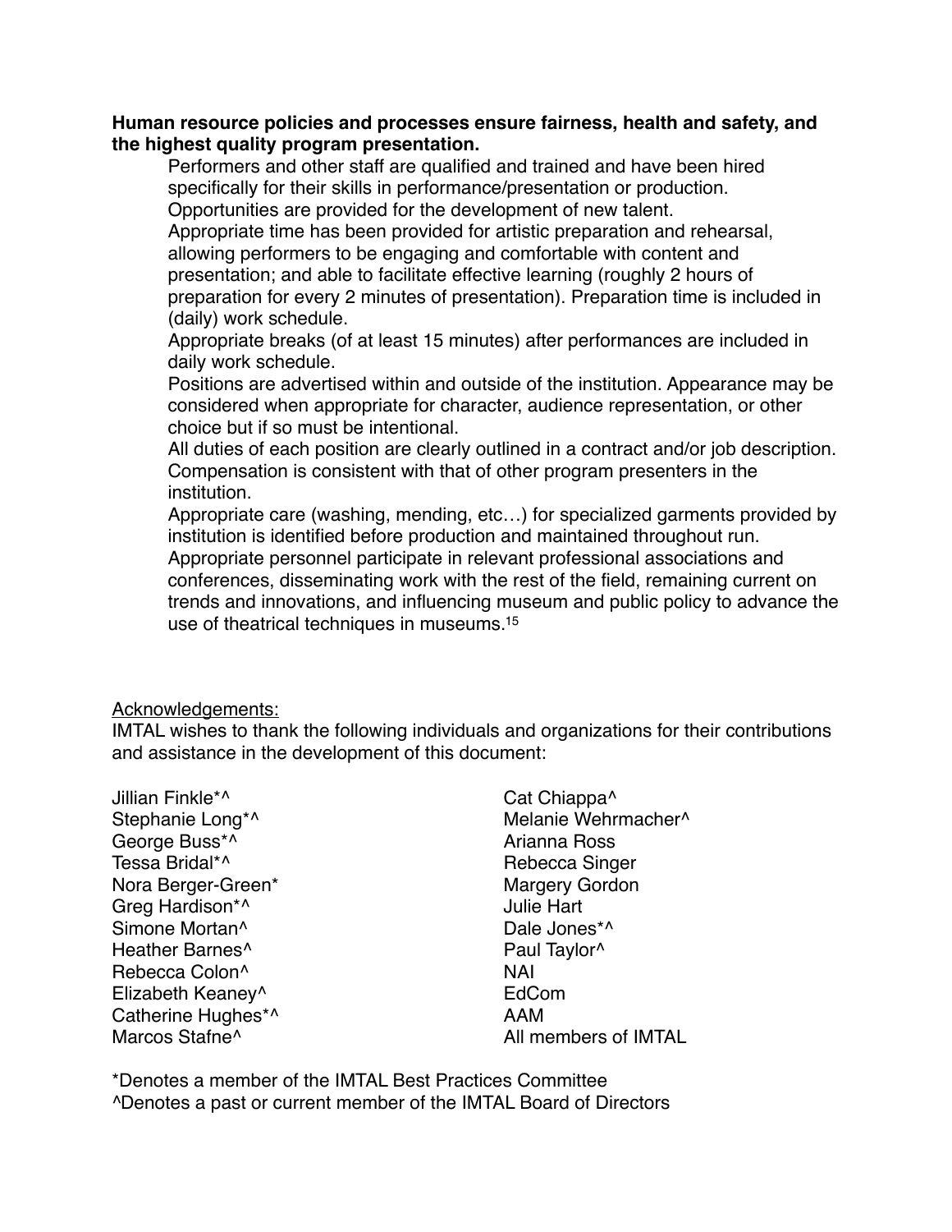**Human resource policies and processes ensure fairness, health and safety, and the highest quality program presentation.**

Performers and other staff are qualified and trained and have been hired specifically for their skills in performance/presentation or production.

Opportunities are provided for the development of new talent.

Appropriate time has been provided for artistic preparation and rehearsal, allowing performers to be engaging and comfortable with content and presentation; and able to facilitate effective learning (roughly 2 hours of preparation for every 2 minutes of presentation). Preparation time is included in (daily) work schedule.

Appropriate breaks (of at least 15 minutes) after performances are included in daily work schedule.

Positions are advertised within and outside of the institution. Appearance may be considered when appropriate for character, audience representation, or other choice but if so must be intentional.

All duties of each position are clearly outlined in a contract and/or job description.

Compensation is consistent with that of other program presenters in the institution.

Appropriate care (washing, mending, etc…) for specialized garments provided by institution is identified before production and maintained throughout run.

Appropriate personnel participate in relevant professional associations and conferences, disseminating work with the rest of the field, remaining current on trends and innovations, and influencing museum and public policy to advance the use of theatrical techniques in museums.[15]

<u>Acknowledgements:</u>

IMTAL wishes to thank the following individuals and organizations for their contributions and assistance in the development of this document:

Jillian Finkle*^
Stephanie Long*^
George Buss*^
Tessa Bridal*^
Nora Berger-Green*
Greg Hardison*^
Simone Mortan^
Heather Barnes^
Rebecca Colon^
Elizabeth Keaney^
Catherine Hughes*^
Marcos Stafne^
Cat Chiappa^
Melanie Wehrmacher^
Arianna Ross
Rebecca Singer
Margery Gordon
Julie Hart
Dale Jones*^
Paul Taylor^
NAI
EdCom
AAM
All members of IMTAL

*Denotes a member of the IMTAL Best Practices Committee
^Denotes a past or current member of the IMTAL Board of Directors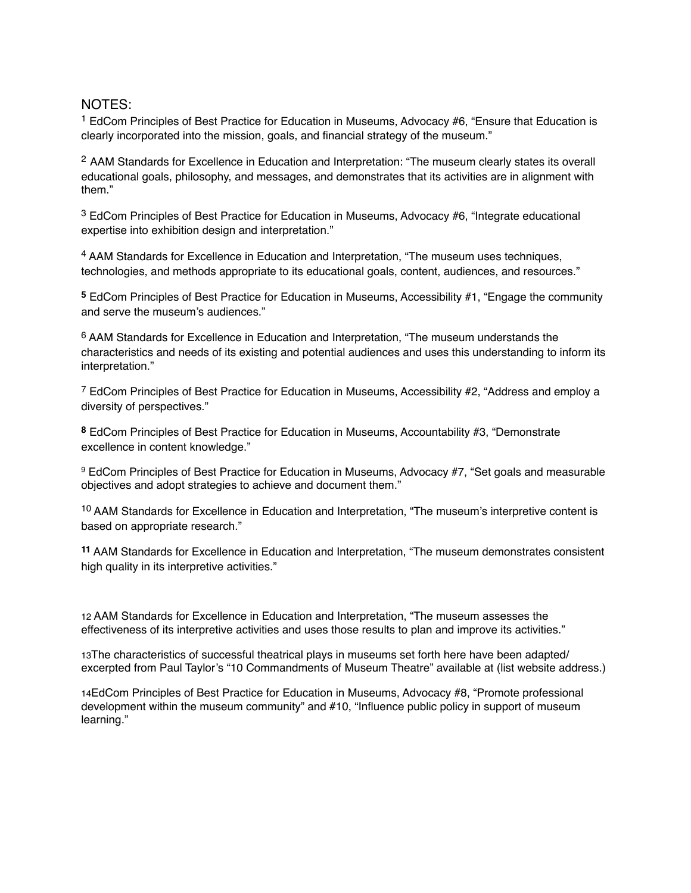NOTES:

[1] EdCom Principles of Best Practice for Education in Museums, Advocacy #6, “Ensure that Education is clearly incorporated into the mission, goals, and financial strategy of the museum.”

[2] AAM Standards for Excellence in Education and Interpretation: “The museum clearly states its overall educational goals, philosophy, and messages, and demonstrates that its activities are in alignment with them.”

[3] EdCom Principles of Best Practice for Education in Museums, Advocacy #6, “Integrate educational expertise into exhibition design and interpretation.”

[4] AAM Standards for Excellence in Education and Interpretation, “The museum uses techniques, technologies, and methods appropriate to its educational goals, content, audiences, and resources.”

[5] EdCom Principles of Best Practice for Education in Museums, Accessibility #1, “Engage the community and serve the museum’s audiences.”

[6] AAM Standards for Excellence in Education and Interpretation, “The museum understands the characteristics and needs of its existing and potential audiences and uses this understanding to inform its interpretation.”

[7] EdCom Principles of Best Practice for Education in Museums, Accessibility #2, “Address and employ a diversity of perspectives.”

[8] EdCom Principles of Best Practice for Education in Museums, Accountability #3, “Demonstrate excellence in content knowledge.”

[9] EdCom Principles of Best Practice for Education in Museums, Advocacy #7, “Set goals and measurable objectives and adopt strategies to achieve and document them.”

[10] AAM Standards for Excellence in Education and Interpretation, “The museum’s interpretive content is based on appropriate research.”

[11] AAM Standards for Excellence in Education and Interpretation, “The museum demonstrates consistent high quality in its interpretive activities.”

[12] AAM Standards for Excellence in Education and Interpretation, “The museum assesses the effectiveness of its interpretive activities and uses those results to plan and improve its activities.”

[13] The characteristics of successful theatrical plays in museums set forth here have been adapted/ excerpted from Paul Taylor’s “10 Commandments of Museum Theatre” available at (list website address.)

[14] EdCom Principles of Best Practice for Education in Museums, Advocacy #8, “Promote professional development within the museum community” and #10, “Influence public policy in support of museum learning.”